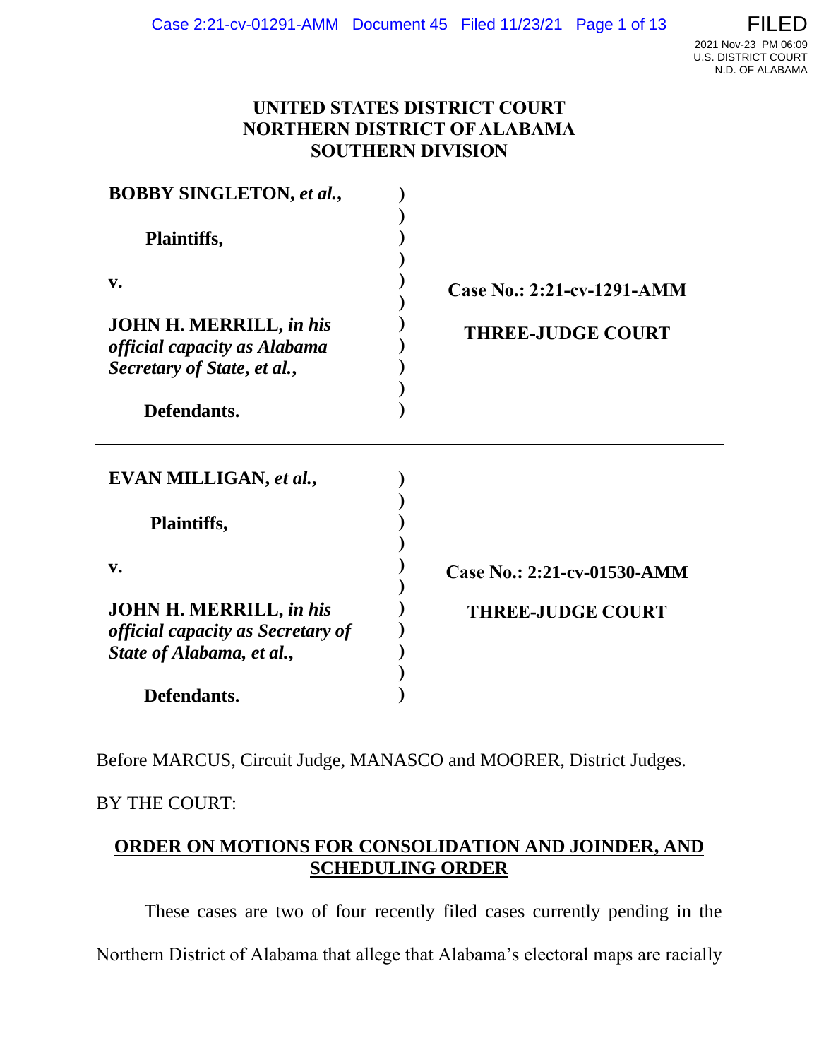# UNITED STATES DISTRICT COURT
# NORTHERN DISTRICT OF ALABAMA
# SOUTHERN DIVISION

| | | |
|---|---|---|
| **BOBBY SINGLETON, *et al.*,** | ) | |
| **Plaintiffs,** | ) | |
| **v.** | ) | **Case No.: 2:21-cv-1291-AMM** |
| ***JOHN H. MERRILL, in his official capacity as Alabama Secretary of State, et al.,*** | ) | **THREE-JUDGE COURT** |
| **Defendants.** | ) | |

---

| | | |
|---|---|---|
| **EVAN MILLIGAN, *et al.*,** | ) | |
| **Plaintiffs,** | ) | |
| **v.** | ) | **Case No.: 2:21-cv-01530-AMM** |
| ***JOHN H. MERRILL, in his official capacity as Secretary of State of Alabama, et al.,*** | ) | **THREE-JUDGE COURT** |
| **Defendants.** | ) | |

Before MARCUS, Circuit Judge, MANASCO and MOORER, District Judges.

BY THE COURT:

## ORDER ON MOTIONS FOR CONSOLIDATION AND JOINDER, AND SCHEDULING ORDER

These cases are two of four recently filed cases currently pending in the Northern District of Alabama that allege that Alabama's electoral maps are racially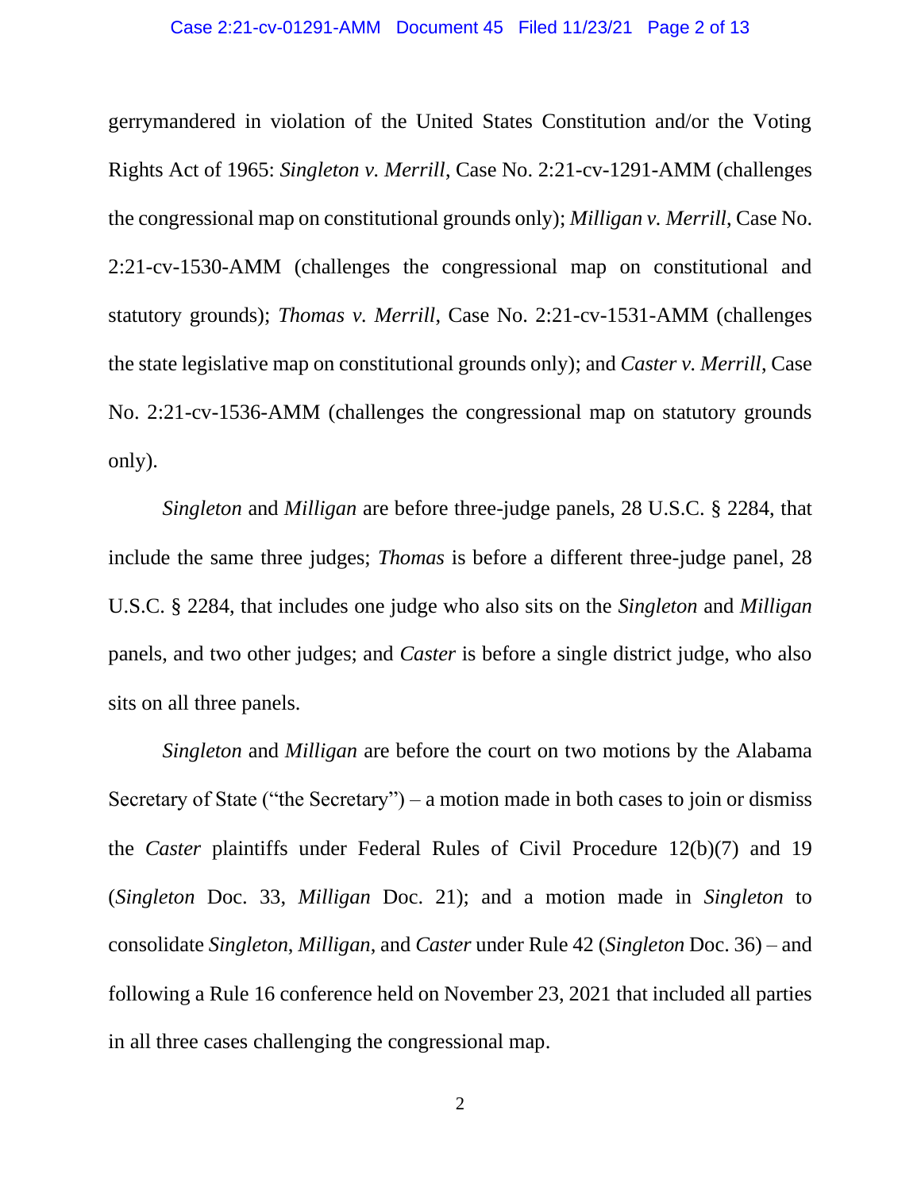gerrymandered in violation of the United States Constitution and/or the Voting Rights Act of 1965: *Singleton v. Merrill*, Case No. 2:21-cv-1291-AMM (challenges the congressional map on constitutional grounds only); *Milligan v. Merrill*, Case No. 2:21-cv-1530-AMM (challenges the congressional map on constitutional and statutory grounds); *Thomas v. Merrill*, Case No. 2:21-cv-1531-AMM (challenges the state legislative map on constitutional grounds only); and *Caster v. Merrill*, Case No. 2:21-cv-1536-AMM (challenges the congressional map on statutory grounds only).

*Singleton* and *Milligan* are before three-judge panels, 28 U.S.C. § 2284, that include the same three judges; *Thomas* is before a different three-judge panel, 28 U.S.C. § 2284, that includes one judge who also sits on the *Singleton* and *Milligan* panels, and two other judges; and *Caster* is before a single district judge, who also sits on all three panels.

*Singleton* and *Milligan* are before the court on two motions by the Alabama Secretary of State ("the Secretary") – a motion made in both cases to join or dismiss the *Caster* plaintiffs under Federal Rules of Civil Procedure 12(b)(7) and 19 (*Singleton* Doc. 33, *Milligan* Doc. 21); and a motion made in *Singleton* to consolidate *Singleton*, *Milligan*, and *Caster* under Rule 42 (*Singleton* Doc. 36) – and following a Rule 16 conference held on November 23, 2021 that included all parties in all three cases challenging the congressional map.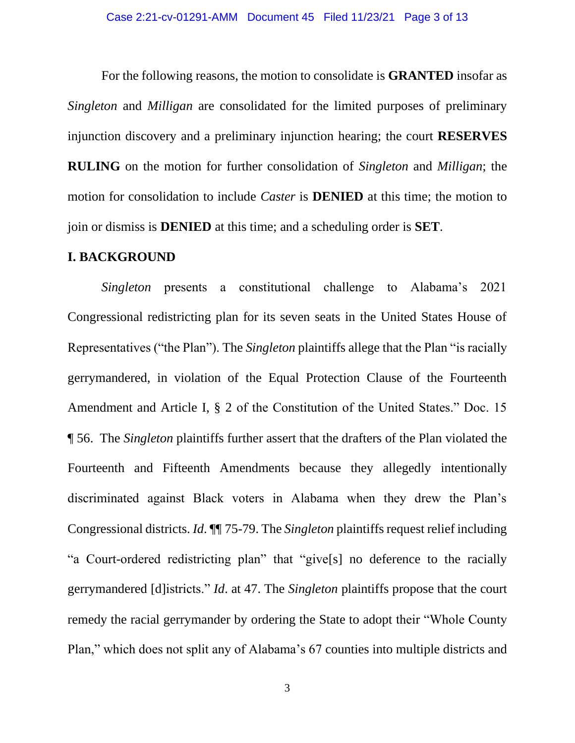For the following reasons, the motion to consolidate is **GRANTED** insofar as *Singleton* and *Milligan* are consolidated for the limited purposes of preliminary injunction discovery and a preliminary injunction hearing; the court **RESERVES RULING** on the motion for further consolidation of *Singleton* and *Milligan*; the motion for consolidation to include *Caster* is **DENIED** at this time; the motion to join or dismiss is **DENIED** at this time; and a scheduling order is **SET**.

## I. BACKGROUND

*Singleton* presents a constitutional challenge to Alabama's 2021 Congressional redistricting plan for its seven seats in the United States House of Representatives ("the Plan"). The *Singleton* plaintiffs allege that the Plan "is racially gerrymandered, in violation of the Equal Protection Clause of the Fourteenth Amendment and Article I, § 2 of the Constitution of the United States." Doc. 15 ¶ 56. The *Singleton* plaintiffs further assert that the drafters of the Plan violated the Fourteenth and Fifteenth Amendments because they allegedly intentionally discriminated against Black voters in Alabama when they drew the Plan's Congressional districts. *Id.* ¶¶ 75-79. The *Singleton* plaintiffs request relief including "a Court-ordered redistricting plan" that "give[s] no deference to the racially gerrymandered [d]istricts." *Id.* at 47. The *Singleton* plaintiffs propose that the court remedy the racial gerrymander by ordering the State to adopt their "Whole County Plan," which does not split any of Alabama's 67 counties into multiple districts and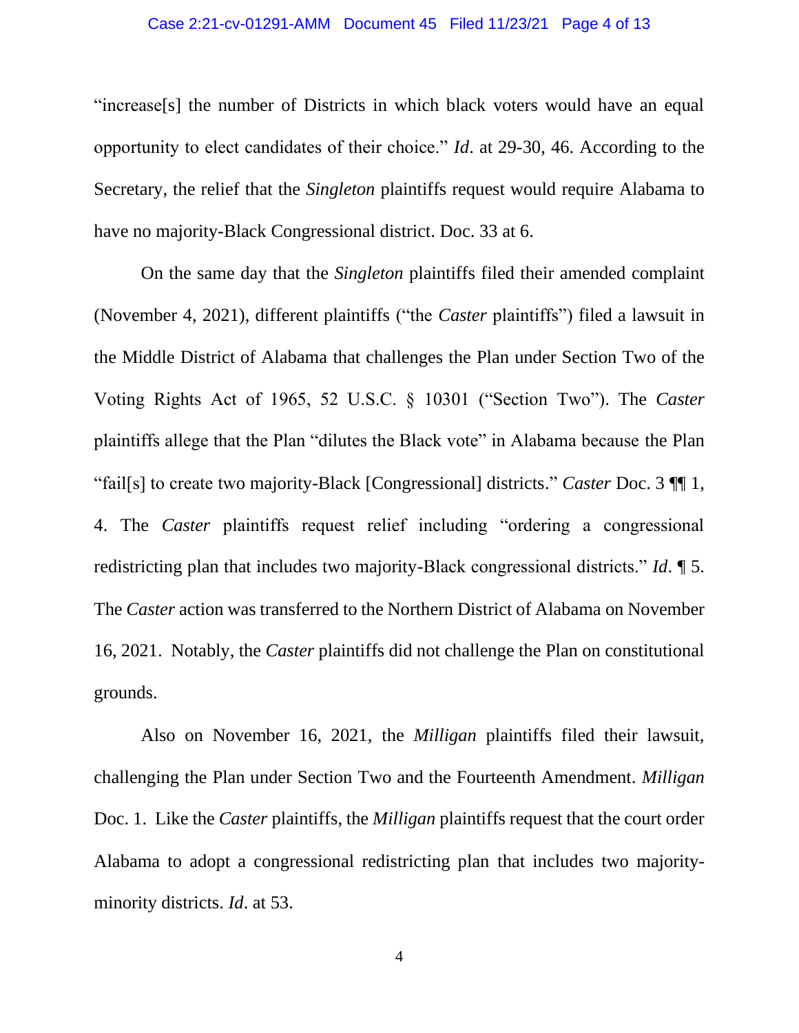"increase[s] the number of Districts in which black voters would have an equal opportunity to elect candidates of their choice." *Id*. at 29-30, 46. According to the Secretary, the relief that the *Singleton* plaintiffs request would require Alabama to have no majority-Black Congressional district. Doc. 33 at 6.

On the same day that the *Singleton* plaintiffs filed their amended complaint (November 4, 2021), different plaintiffs ("the *Caster* plaintiffs") filed a lawsuit in the Middle District of Alabama that challenges the Plan under Section Two of the Voting Rights Act of 1965, 52 U.S.C. § 10301 ("Section Two"). The *Caster* plaintiffs allege that the Plan "dilutes the Black vote" in Alabama because the Plan "fail[s] to create two majority-Black [Congressional] districts." *Caster* Doc. 3 ¶¶ 1, 4. The *Caster* plaintiffs request relief including "ordering a congressional redistricting plan that includes two majority-Black congressional districts." *Id*. ¶ 5. The *Caster* action was transferred to the Northern District of Alabama on November 16, 2021. Notably, the *Caster* plaintiffs did not challenge the Plan on constitutional grounds.

Also on November 16, 2021, the *Milligan* plaintiffs filed their lawsuit, challenging the Plan under Section Two and the Fourteenth Amendment. *Milligan* Doc. 1. Like the *Caster* plaintiffs, the *Milligan* plaintiffs request that the court order Alabama to adopt a congressional redistricting plan that includes two majority-minority districts. *Id*. at 53.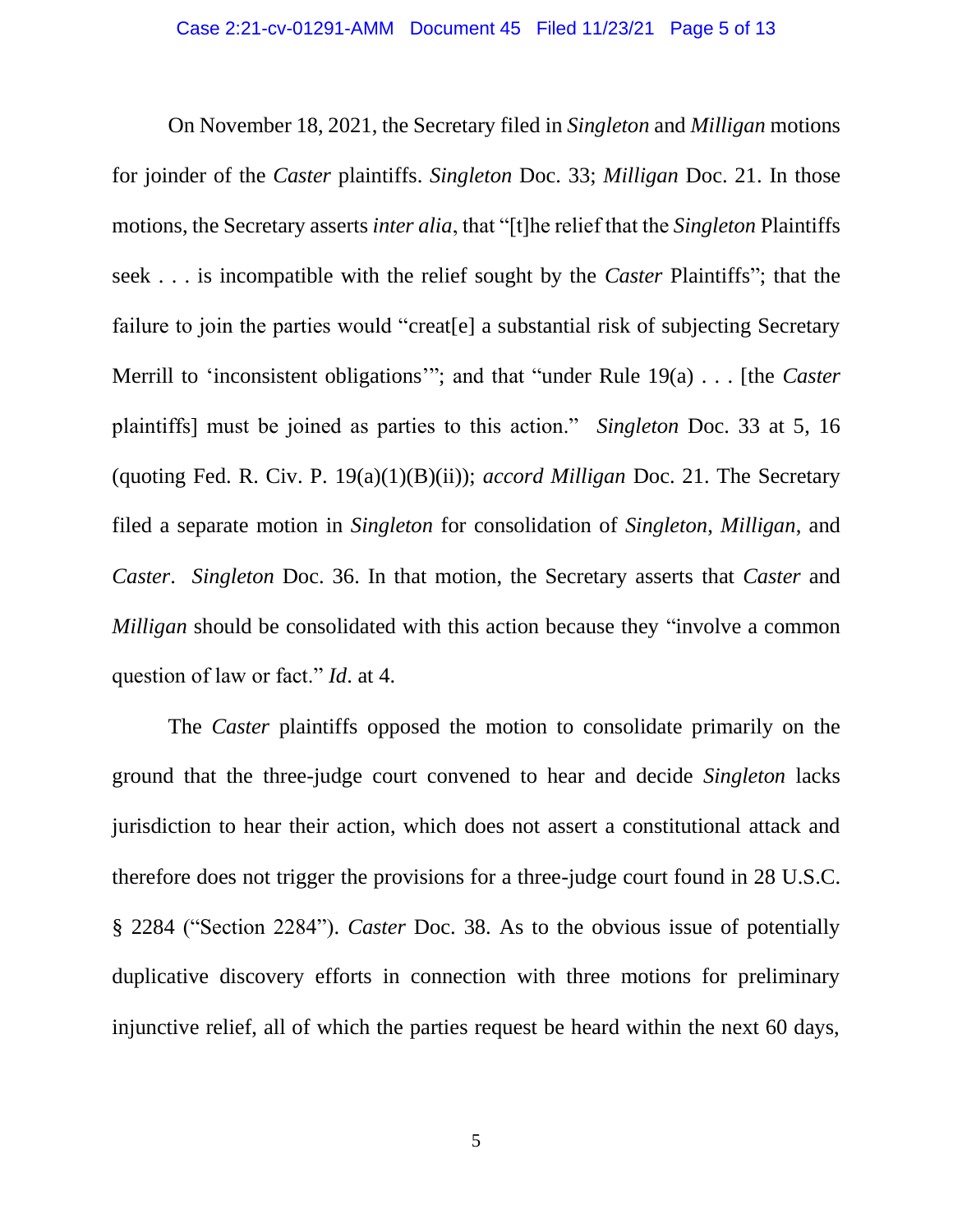On November 18, 2021, the Secretary filed in *Singleton* and *Milligan* motions for joinder of the *Caster* plaintiffs. *Singleton* Doc. 33; *Milligan* Doc. 21. In those motions, the Secretary asserts *inter alia*, that "[t]he relief that the *Singleton* Plaintiffs seek . . . is incompatible with the relief sought by the *Caster* Plaintiffs"; that the failure to join the parties would "creat[e] a substantial risk of subjecting Secretary Merrill to 'inconsistent obligations'"; and that "under Rule 19(a) . . . [the *Caster* plaintiffs] must be joined as parties to this action." *Singleton* Doc. 33 at 5, 16 (quoting Fed. R. Civ. P. 19(a)(1)(B)(ii)); *accord Milligan* Doc. 21. The Secretary filed a separate motion in *Singleton* for consolidation of *Singleton*, *Milligan*, and *Caster*. *Singleton* Doc. 36. In that motion, the Secretary asserts that *Caster* and *Milligan* should be consolidated with this action because they "involve a common question of law or fact." *Id*. at 4.

The *Caster* plaintiffs opposed the motion to consolidate primarily on the ground that the three-judge court convened to hear and decide *Singleton* lacks jurisdiction to hear their action, which does not assert a constitutional attack and therefore does not trigger the provisions for a three-judge court found in 28 U.S.C. § 2284 ("Section 2284"). *Caster* Doc. 38. As to the obvious issue of potentially duplicative discovery efforts in connection with three motions for preliminary injunctive relief, all of which the parties request be heard within the next 60 days,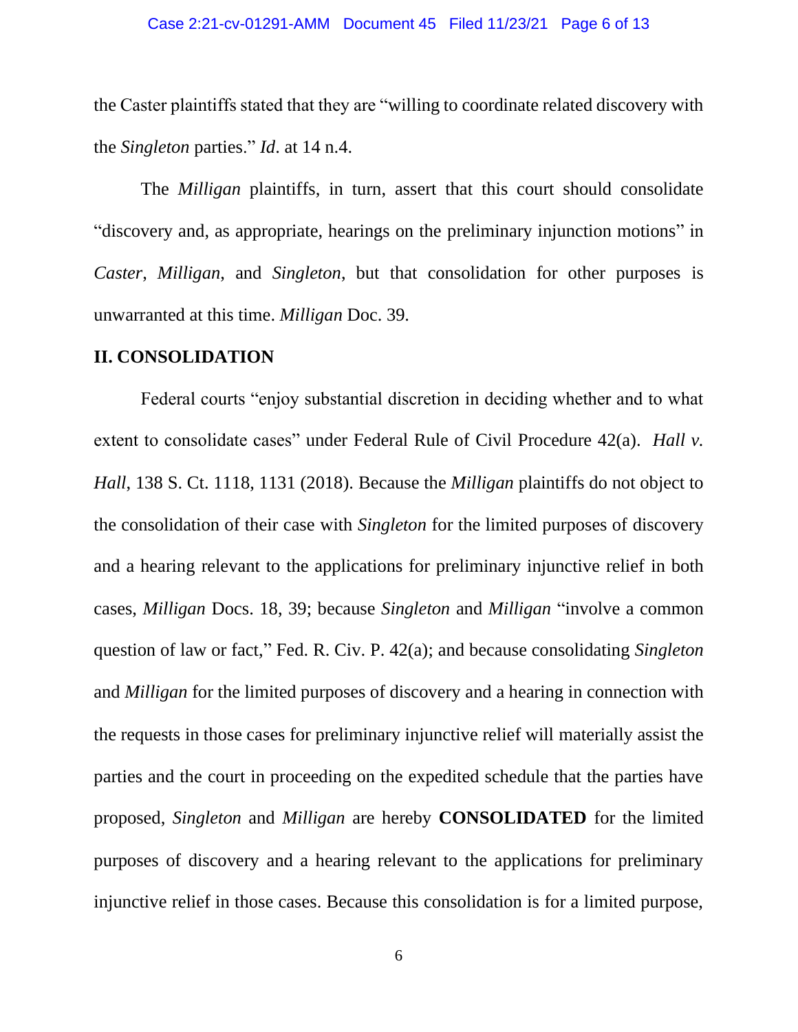the Caster plaintiffs stated that they are "willing to coordinate related discovery with the *Singleton* parties." *Id*. at 14 n.4.

The *Milligan* plaintiffs, in turn, assert that this court should consolidate "discovery and, as appropriate, hearings on the preliminary injunction motions" in *Caster*, *Milligan*, and *Singleton*, but that consolidation for other purposes is unwarranted at this time. *Milligan* Doc. 39.

## II. CONSOLIDATION

Federal courts "enjoy substantial discretion in deciding whether and to what extent to consolidate cases" under Federal Rule of Civil Procedure 42(a). *Hall v. Hall*, 138 S. Ct. 1118, 1131 (2018). Because the *Milligan* plaintiffs do not object to the consolidation of their case with *Singleton* for the limited purposes of discovery and a hearing relevant to the applications for preliminary injunctive relief in both cases, *Milligan* Docs. 18, 39; because *Singleton* and *Milligan* "involve a common question of law or fact," Fed. R. Civ. P. 42(a); and because consolidating *Singleton* and *Milligan* for the limited purposes of discovery and a hearing in connection with the requests in those cases for preliminary injunctive relief will materially assist the parties and the court in proceeding on the expedited schedule that the parties have proposed, *Singleton* and *Milligan* are hereby **CONSOLIDATED** for the limited purposes of discovery and a hearing relevant to the applications for preliminary injunctive relief in those cases. Because this consolidation is for a limited purpose,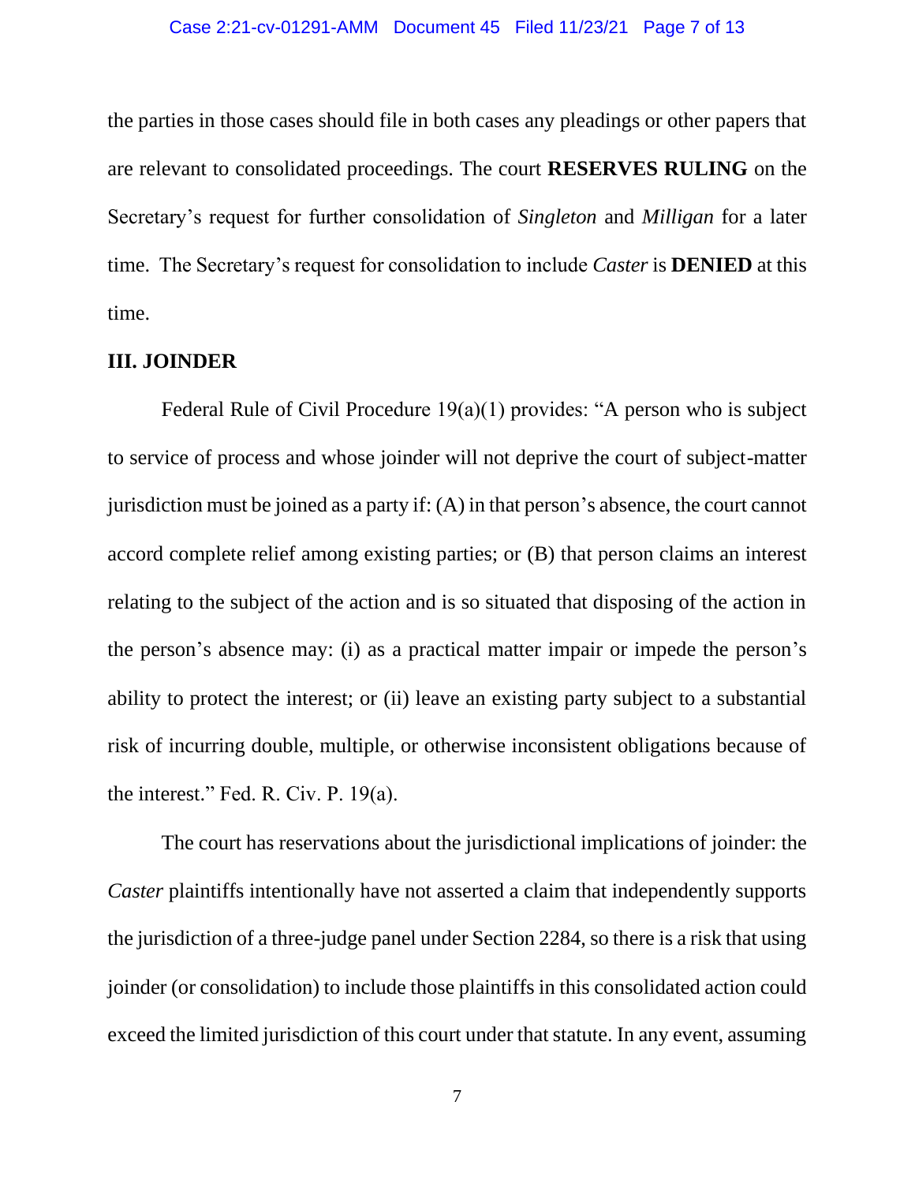the parties in those cases should file in both cases any pleadings or other papers that are relevant to consolidated proceedings. The court **RESERVES RULING** on the Secretary's request for further consolidation of *Singleton* and *Milligan* for a later time. The Secretary's request for consolidation to include *Caster* is **DENIED** at this time.

## III. JOINDER

Federal Rule of Civil Procedure 19(a)(1) provides: "A person who is subject to service of process and whose joinder will not deprive the court of subject-matter jurisdiction must be joined as a party if: (A) in that person's absence, the court cannot accord complete relief among existing parties; or (B) that person claims an interest relating to the subject of the action and is so situated that disposing of the action in the person's absence may: (i) as a practical matter impair or impede the person's ability to protect the interest; or (ii) leave an existing party subject to a substantial risk of incurring double, multiple, or otherwise inconsistent obligations because of the interest." Fed. R. Civ. P. 19(a).

The court has reservations about the jurisdictional implications of joinder: the *Caster* plaintiffs intentionally have not asserted a claim that independently supports the jurisdiction of a three-judge panel under Section 2284, so there is a risk that using joinder (or consolidation) to include those plaintiffs in this consolidated action could exceed the limited jurisdiction of this court under that statute. In any event, assuming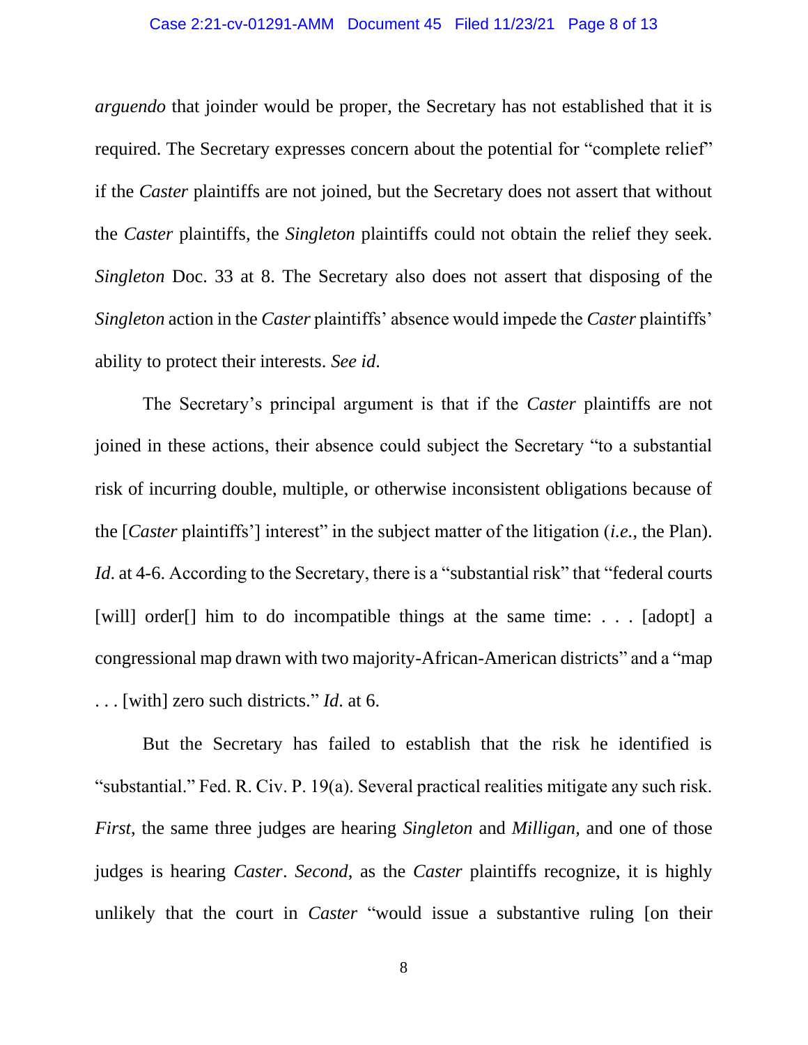*arguendo* that joinder would be proper, the Secretary has not established that it is required. The Secretary expresses concern about the potential for "complete relief" if the *Caster* plaintiffs are not joined, but the Secretary does not assert that without the *Caster* plaintiffs, the *Singleton* plaintiffs could not obtain the relief they seek. *Singleton* Doc. 33 at 8. The Secretary also does not assert that disposing of the *Singleton* action in the *Caster* plaintiffs' absence would impede the *Caster* plaintiffs' ability to protect their interests. *See id*.

The Secretary's principal argument is that if the *Caster* plaintiffs are not joined in these actions, their absence could subject the Secretary "to a substantial risk of incurring double, multiple, or otherwise inconsistent obligations because of the [*Caster* plaintiffs'] interest" in the subject matter of the litigation (*i.e.*, the Plan). *Id*. at 4-6. According to the Secretary, there is a "substantial risk" that "federal courts [will] order[] him to do incompatible things at the same time: . . . [adopt] a congressional map drawn with two majority-African-American districts" and a "map . . . [with] zero such districts." *Id*. at 6.

But the Secretary has failed to establish that the risk he identified is "substantial." Fed. R. Civ. P. 19(a). Several practical realities mitigate any such risk. *First*, the same three judges are hearing *Singleton* and *Milligan*, and one of those judges is hearing *Caster*. *Second*, as the *Caster* plaintiffs recognize, it is highly unlikely that the court in *Caster* "would issue a substantive ruling [on their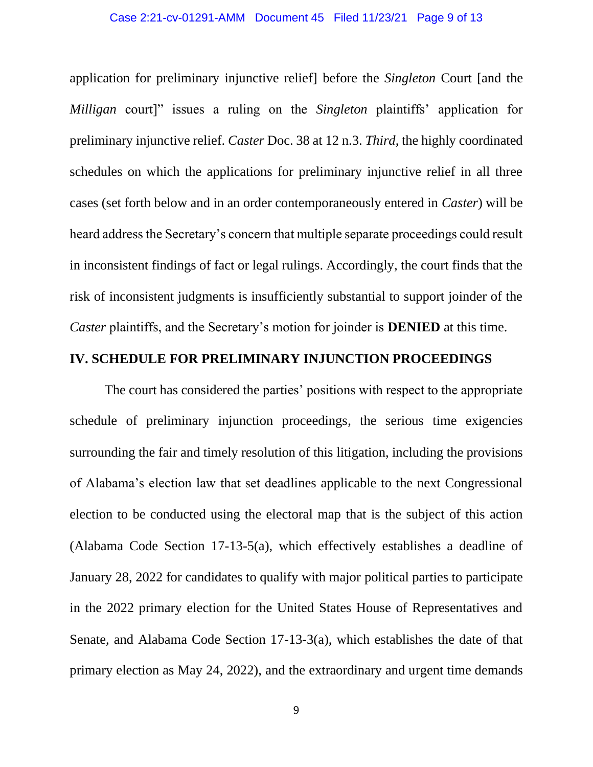application for preliminary injunctive relief] before the *Singleton* Court [and the *Milligan* court]" issues a ruling on the *Singleton* plaintiffs' application for preliminary injunctive relief. *Caster* Doc. 38 at 12 n.3. *Third*, the highly coordinated schedules on which the applications for preliminary injunctive relief in all three cases (set forth below and in an order contemporaneously entered in *Caster*) will be heard address the Secretary's concern that multiple separate proceedings could result in inconsistent findings of fact or legal rulings. Accordingly, the court finds that the risk of inconsistent judgments is insufficiently substantial to support joinder of the *Caster* plaintiffs, and the Secretary's motion for joinder is **DENIED** at this time.

## IV. SCHEDULE FOR PRELIMINARY INJUNCTION PROCEEDINGS

The court has considered the parties' positions with respect to the appropriate schedule of preliminary injunction proceedings, the serious time exigencies surrounding the fair and timely resolution of this litigation, including the provisions of Alabama's election law that set deadlines applicable to the next Congressional election to be conducted using the electoral map that is the subject of this action (Alabama Code Section 17-13-5(a), which effectively establishes a deadline of January 28, 2022 for candidates to qualify with major political parties to participate in the 2022 primary election for the United States House of Representatives and Senate, and Alabama Code Section 17-13-3(a), which establishes the date of that primary election as May 24, 2022), and the extraordinary and urgent time demands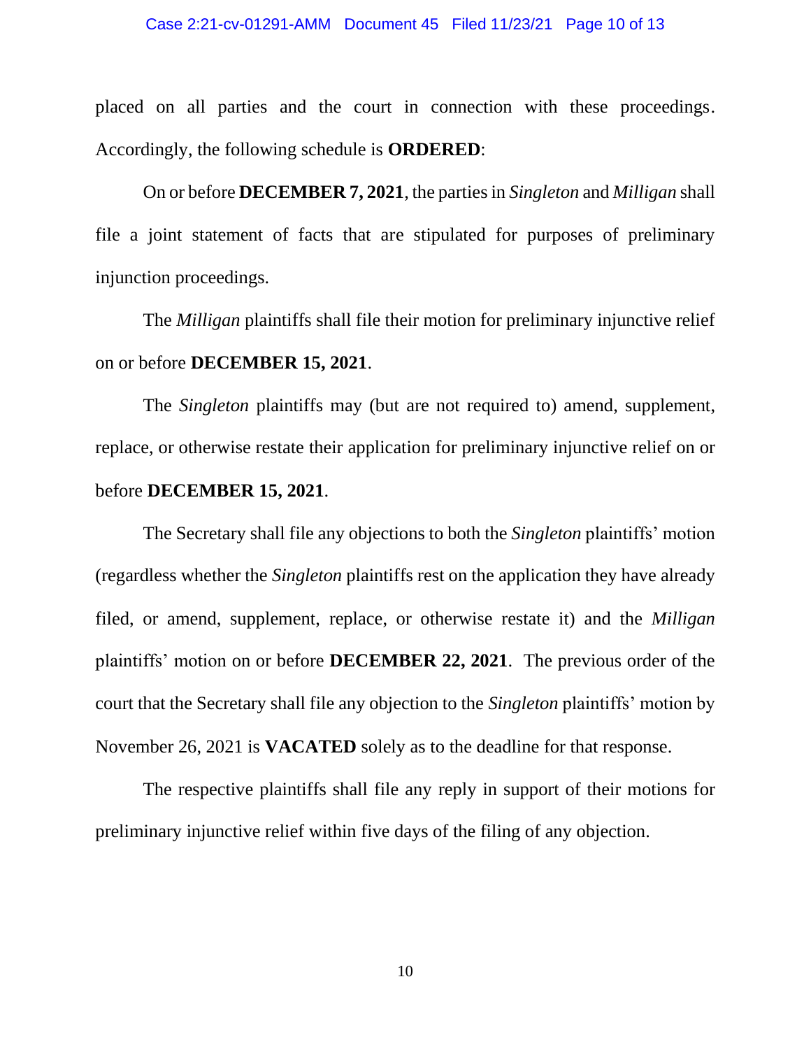placed on all parties and the court in connection with these proceedings. Accordingly, the following schedule is **ORDERED**:

On or before **DECEMBER 7, 2021**, the parties in *Singleton* and *Milligan* shall file a joint statement of facts that are stipulated for purposes of preliminary injunction proceedings.

The *Milligan* plaintiffs shall file their motion for preliminary injunctive relief on or before **DECEMBER 15, 2021**.

The *Singleton* plaintiffs may (but are not required to) amend, supplement, replace, or otherwise restate their application for preliminary injunctive relief on or before **DECEMBER 15, 2021**.

The Secretary shall file any objections to both the *Singleton* plaintiffs' motion (regardless whether the *Singleton* plaintiffs rest on the application they have already filed, or amend, supplement, replace, or otherwise restate it) and the *Milligan* plaintiffs' motion on or before **DECEMBER 22, 2021**. The previous order of the court that the Secretary shall file any objection to the *Singleton* plaintiffs' motion by November 26, 2021 is **VACATED** solely as to the deadline for that response.

The respective plaintiffs shall file any reply in support of their motions for preliminary injunctive relief within five days of the filing of any objection.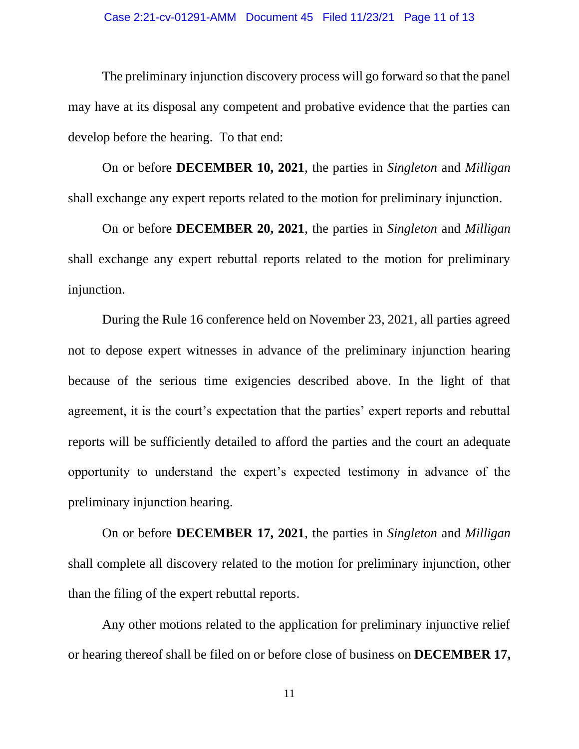The preliminary injunction discovery process will go forward so that the panel may have at its disposal any competent and probative evidence that the parties can develop before the hearing. To that end:

On or before **DECEMBER 10, 2021**, the parties in *Singleton* and *Milligan* shall exchange any expert reports related to the motion for preliminary injunction.

On or before **DECEMBER 20, 2021**, the parties in *Singleton* and *Milligan* shall exchange any expert rebuttal reports related to the motion for preliminary injunction.

During the Rule 16 conference held on November 23, 2021, all parties agreed not to depose expert witnesses in advance of the preliminary injunction hearing because of the serious time exigencies described above. In the light of that agreement, it is the court's expectation that the parties' expert reports and rebuttal reports will be sufficiently detailed to afford the parties and the court an adequate opportunity to understand the expert's expected testimony in advance of the preliminary injunction hearing.

On or before **DECEMBER 17, 2021**, the parties in *Singleton* and *Milligan* shall complete all discovery related to the motion for preliminary injunction, other than the filing of the expert rebuttal reports.

Any other motions related to the application for preliminary injunctive relief or hearing thereof shall be filed on or before close of business on **DECEMBER 17,**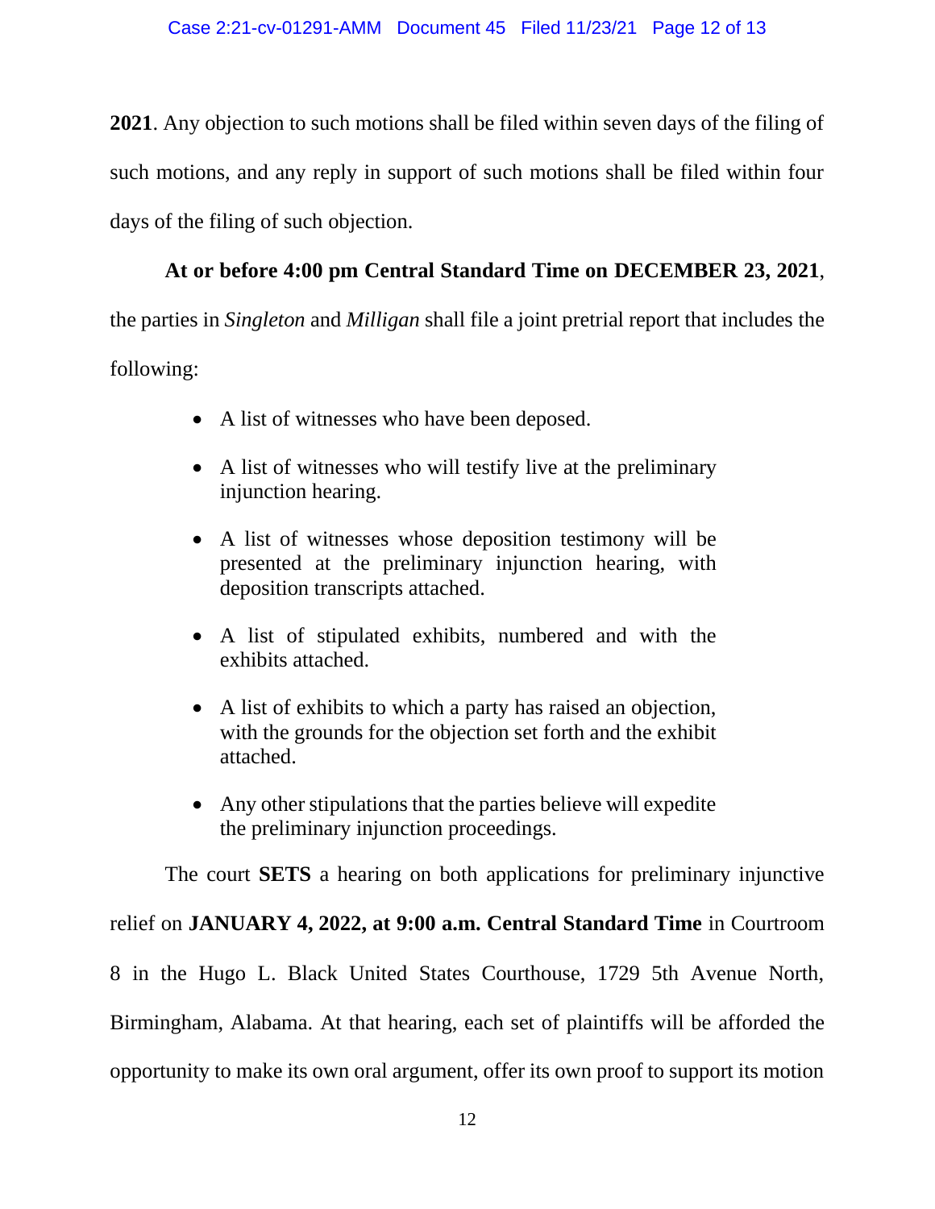**2021**. Any objection to such motions shall be filed within seven days of the filing of such motions, and any reply in support of such motions shall be filed within four days of the filing of such objection.

**At or before 4:00 pm Central Standard Time on DECEMBER 23, 2021**, the parties in *Singleton* and *Milligan* shall file a joint pretrial report that includes the following:

- A list of witnesses who have been deposed.
- A list of witnesses who will testify live at the preliminary injunction hearing.
- A list of witnesses whose deposition testimony will be presented at the preliminary injunction hearing, with deposition transcripts attached.
- A list of stipulated exhibits, numbered and with the exhibits attached.
- A list of exhibits to which a party has raised an objection, with the grounds for the objection set forth and the exhibit attached.
- Any other stipulations that the parties believe will expedite the preliminary injunction proceedings.

The court **SETS** a hearing on both applications for preliminary injunctive relief on **JANUARY 4, 2022, at 9:00 a.m. Central Standard Time** in Courtroom 8 in the Hugo L. Black United States Courthouse, 1729 5th Avenue North, Birmingham, Alabama. At that hearing, each set of plaintiffs will be afforded the opportunity to make its own oral argument, offer its own proof to support its motion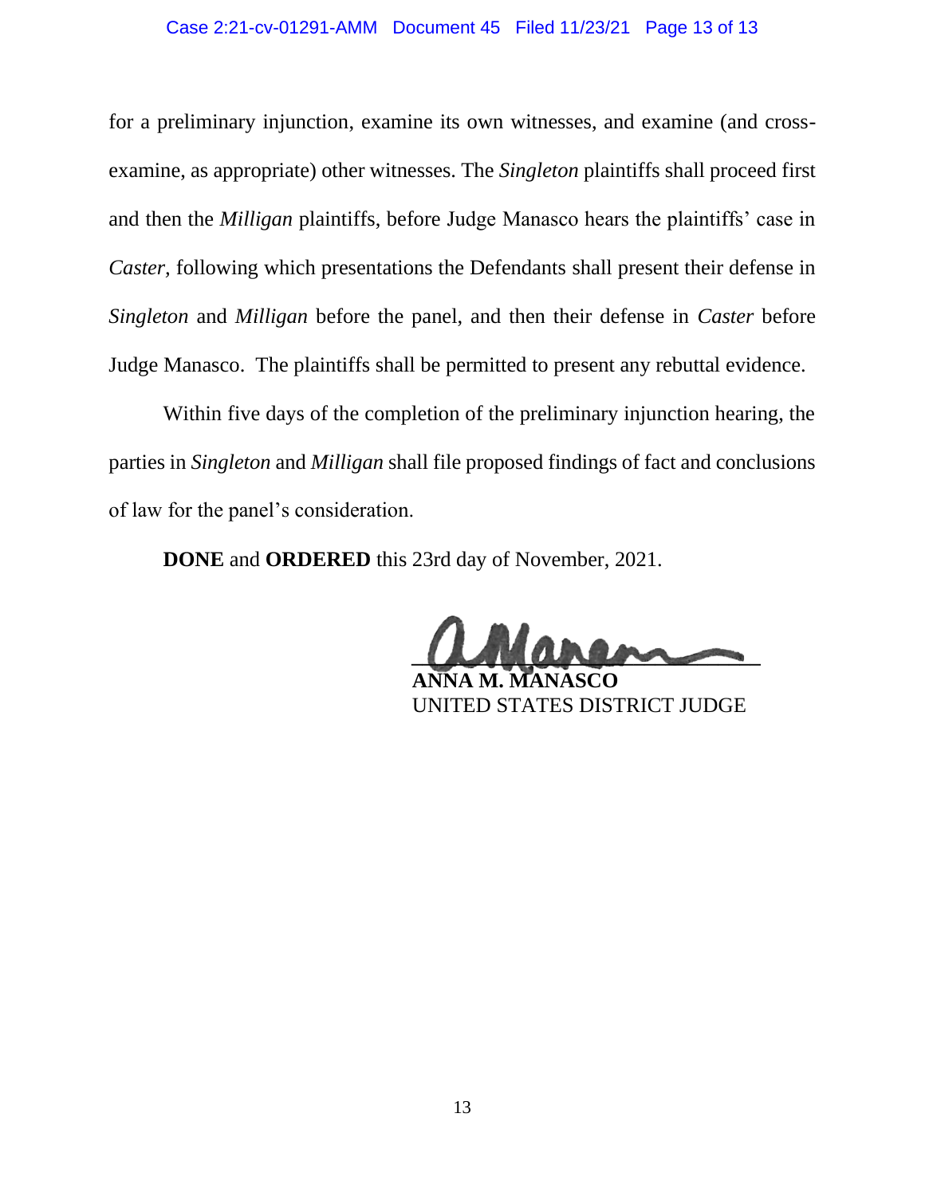for a preliminary injunction, examine its own witnesses, and examine (and cross-examine, as appropriate) other witnesses. The *Singleton* plaintiffs shall proceed first and then the *Milligan* plaintiffs, before Judge Manasco hears the plaintiffs' case in *Caster*, following which presentations the Defendants shall present their defense in *Singleton* and *Milligan* before the panel, and then their defense in *Caster* before Judge Manasco. The plaintiffs shall be permitted to present any rebuttal evidence.

Within five days of the completion of the preliminary injunction hearing, the parties in *Singleton* and *Milligan* shall file proposed findings of fact and conclusions of law for the panel's consideration.

**DONE** and **ORDERED** this 23rd day of November, 2021.

**ANNA M. MANASCO**
UNITED STATES DISTRICT JUDGE